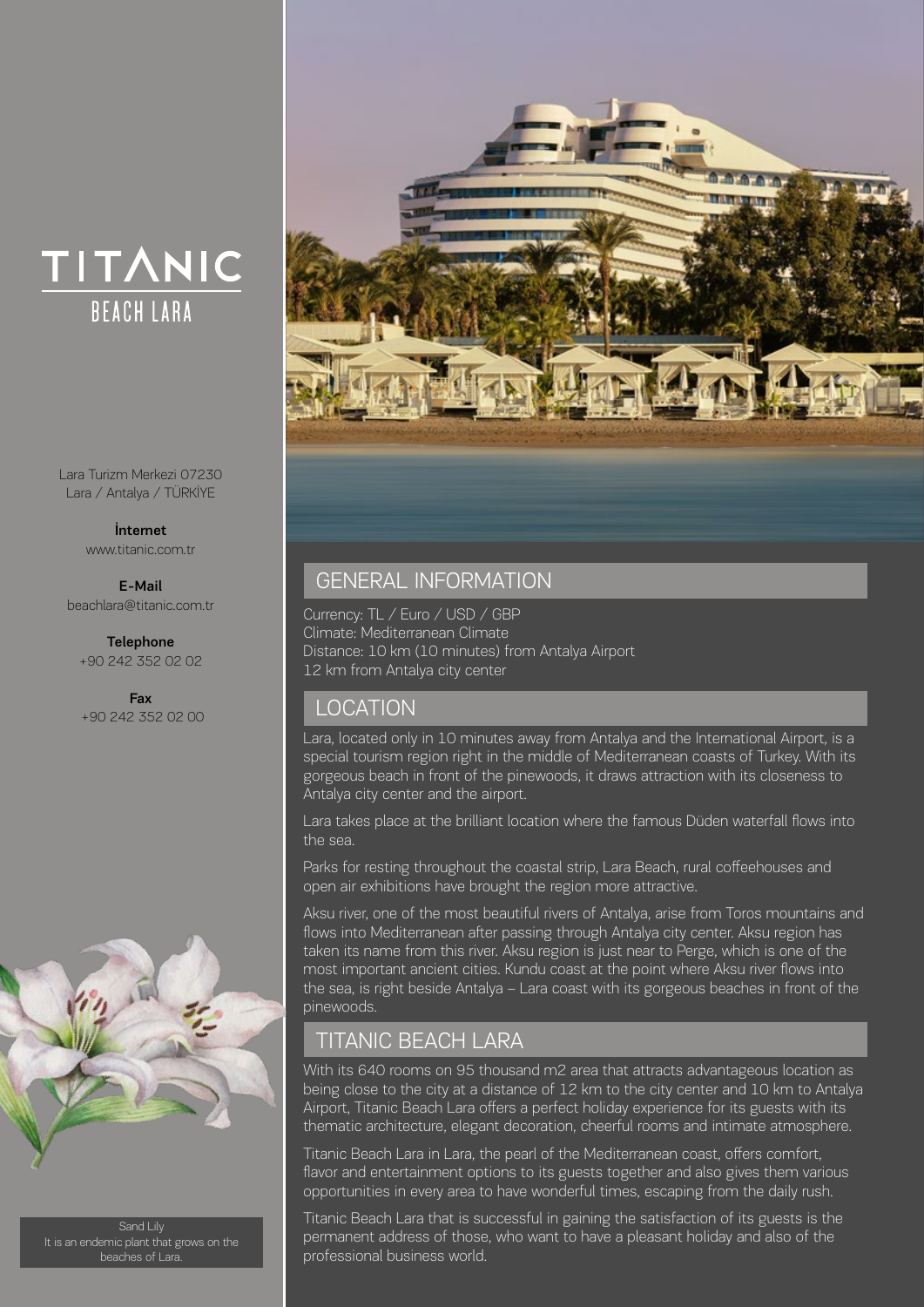# TITANIC BEACH LARA

Lara Turizm Merkezi 07230
Lara / Antalya / TÜRKİYE

**İnternet**
www.titanic.com.tr

**E-Mail**
beachlara@titanic.com.tr

**Telephone**
+90 242 352 02 02

**Fax**
+90 242 352 02 00

Sand Lily
It is an endemic plant that grows on the beaches of Lara.

## GENERAL INFORMATION

Currency: TL / Euro / USD / GBP
Climate: Mediterranean Climate
Distance: 10 km (10 minutes) from Antalya Airport
12 km from Antalya city center

## LOCATION

Lara, located only in 10 minutes away from Antalya and the International Airport, is a special tourism region right in the middle of Mediterranean coasts of Turkey. With its gorgeous beach in front of the pinewoods, it draws attraction with its closeness to Antalya city center and the airport.

Lara takes place at the brilliant location where the famous Düden waterfall flows into the sea.

Parks for resting throughout the coastal strip, Lara Beach, rural coffeehouses and open air exhibitions have brought the region more attractive.

Aksu river, one of the most beautiful rivers of Antalya, arise from Toros mountains and flows into Mediterranean after passing through Antalya city center. Aksu region has taken its name from this river. Aksu region is just near to Perge, which is one of the most important ancient cities. Kundu coast at the point where Aksu river flows into the sea, is right beside Antalya – Lara coast with its gorgeous beaches in front of the pinewoods.

## TITANIC BEACH LARA

With its 640 rooms on 95 thousand m2 area that attracts advantageous location as being close to the city at a distance of 12 km to the city center and 10 km to Antalya Airport, Titanic Beach Lara offers a perfect holiday experience for its guests with its thematic architecture, elegant decoration, cheerful rooms and intimate atmosphere.

Titanic Beach Lara in Lara, the pearl of the Mediterranean coast, offers comfort, flavor and entertainment options to its guests together and also gives them various opportunities in every area to have wonderful times, escaping from the daily rush.

Titanic Beach Lara that is successful in gaining the satisfaction of its guests is the permanent address of those, who want to have a pleasant holiday and also of the professional business world.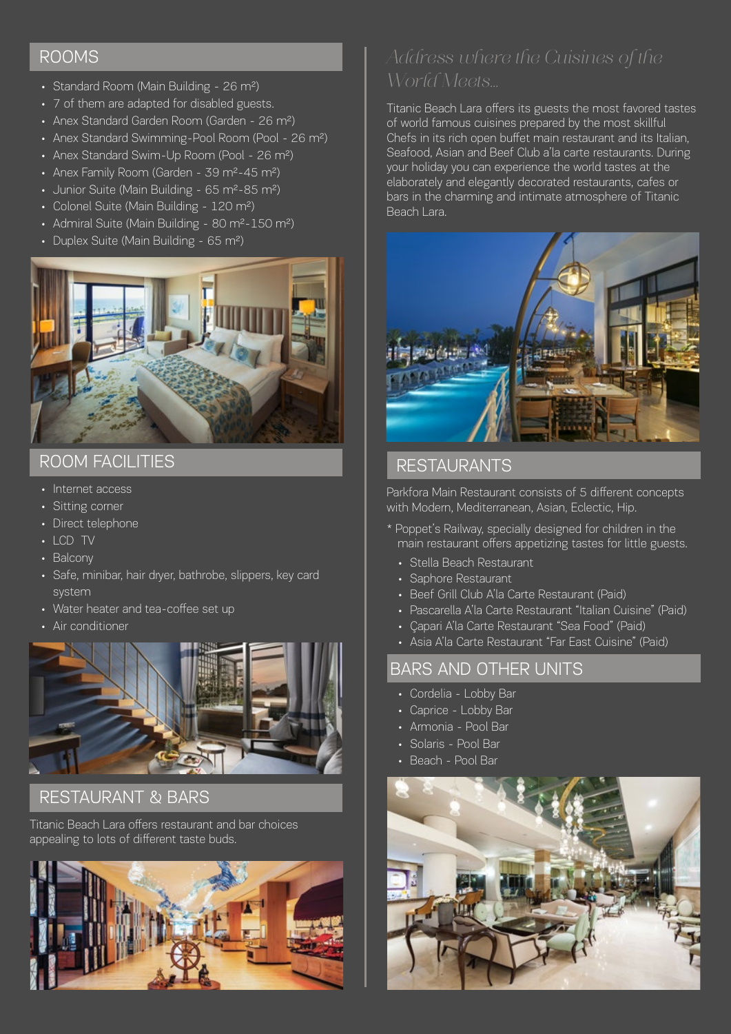## ROOMS

- Standard Room (Main Building - 26 m²)
- 7 of them are adapted for disabled guests.
- Anex Standard Garden Room (Garden - 26 m²)
- Anex Standard Swimming-Pool Room (Pool - 26 m²)
- Anex Standard Swim-Up Room (Pool - 26 m²)
- Anex Family Room (Garden - 39 m²-45 m²)
- Junior Suite (Main Building - 65 m²-85 m²)
- Colonel Suite (Main Building - 120 m²)
- Admiral Suite (Main Building - 80 m²-150 m²)
- Duplex Suite (Main Building - 65 m²)

## ROOM FACILITIES

- Internet access
- Sitting corner
- Direct telephone
- LCD TV
- Balcony
- Safe, minibar, hair dryer, bathrobe, slippers, key card system
- Water heater and tea-coffee set up
- Air conditioner

## RESTAURANT & BARS

Titanic Beach Lara offers restaurant and bar choices appealing to lots of different taste buds.

*Address where the Cuisines of the World Meets...*

Titanic Beach Lara offers its guests the most favored tastes of world famous cuisines prepared by the most skillful Chefs in its rich open buffet main restaurant and its Italian, Seafood, Asian and Beef Club a'la carte restaurants. During your holiday you can experience the world tastes at the elaborately and elegantly decorated restaurants, cafes or bars in the charming and intimate atmosphere of Titanic Beach Lara.

## RESTAURANTS

Parkfora Main Restaurant consists of 5 different concepts with Modern, Mediterranean, Asian, Eclectic, Hip.

* Poppet's Railway, specially designed for children in the main restaurant offers appetizing tastes for little guests.

- Stella Beach Restaurant
- Saphore Restaurant
- Beef Grill Club A'la Carte Restaurant (Paid)
- Pascarella A'la Carte Restaurant "Italian Cuisine" (Paid)
- Çapari A'la Carte Restaurant "Sea Food" (Paid)
- Asia A'la Carte Restaurant "Far East Cuisine" (Paid)

## BARS AND OTHER UNITS

- Cordelia - Lobby Bar
- Caprice - Lobby Bar
- Armonia - Pool Bar
- Solaris - Pool Bar
- Beach - Pool Bar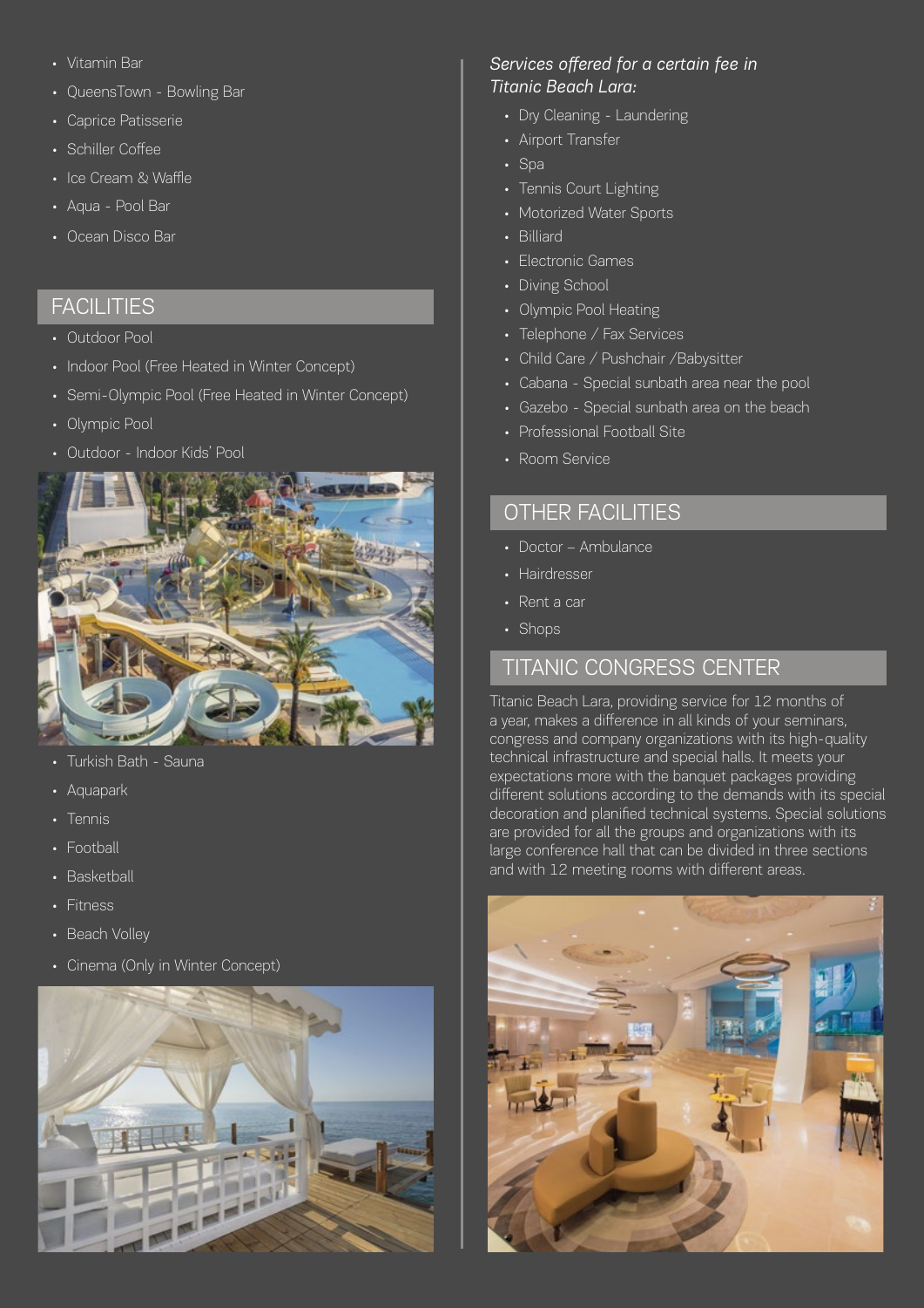- Vitamin Bar
- QueensTown - Bowling Bar
- Caprice Patisserie
- Schiller Coffee
- Ice Cream & Waffle
- Aqua - Pool Bar
- Ocean Disco Bar

## FACILITIES

- Outdoor Pool
- Indoor Pool (Free Heated in Winter Concept)
- Semi-Olympic Pool (Free Heated in Winter Concept)
- Olympic Pool
- Outdoor - Indoor Kids' Pool
- Turkish Bath - Sauna
- Aquapark
- Tennis
- Football
- Basketball
- Fitness
- Beach Volley
- Cinema (Only in Winter Concept)

*Services offered for a certain fee in Titanic Beach Lara:*

- Dry Cleaning - Laundering
- Airport Transfer
- Spa
- Tennis Court Lighting
- Motorized Water Sports
- Billiard
- Electronic Games
- Diving School
- Olympic Pool Heating
- Telephone / Fax Services
- Child Care / Pushchair /Babysitter
- Cabana - Special sunbath area near the pool
- Gazebo - Special sunbath area on the beach
- Professional Football Site
- Room Service

## OTHER FACILITIES

- Doctor – Ambulance
- Hairdresser
- Rent a car
- Shops

## TITANIC CONGRESS CENTER

Titanic Beach Lara, providing service for 12 months of a year, makes a difference in all kinds of your seminars, congress and company organizations with its high-quality technical infrastructure and special halls. It meets your expectations more with the banquet packages providing different solutions according to the demands with its special decoration and planified technical systems. Special solutions are provided for all the groups and organizations with its large conference hall that can be divided in three sections and with 12 meeting rooms with different areas.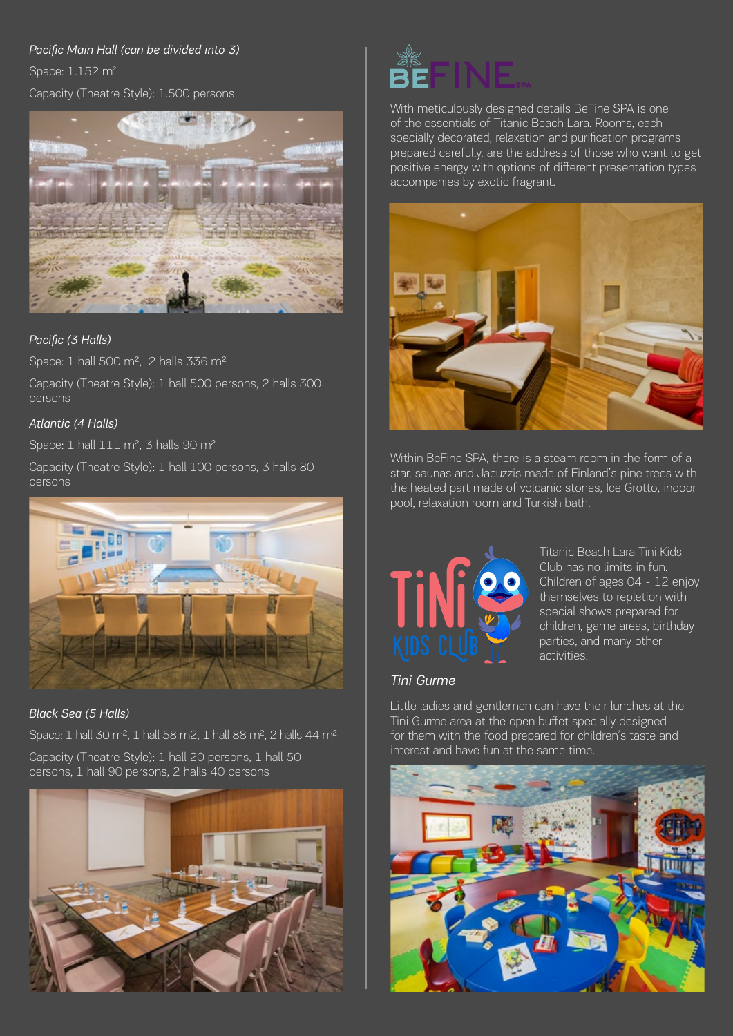*Pacific Main Hall (can be divided into 3)*

Space: 1.152 m²

Capacity (Theatre Style): 1.500 persons

*Pacific (3 Halls)*

Space: 1 hall 500 m², 2 halls 336 m²

Capacity (Theatre Style): 1 hall 500 persons, 2 halls 300 persons

*Atlantic (4 Halls)*

Space: 1 hall 111 m², 3 halls 90 m²

Capacity (Theatre Style): 1 hall 100 persons, 3 halls 80 persons

*Black Sea (5 Halls)*

Space: 1 hall 30 m², 1 hall 58 m2, 1 hall 88 m², 2 halls 44 m²

Capacity (Theatre Style): 1 hall 20 persons, 1 hall 50 persons, 1 hall 90 persons, 2 halls 40 persons

BEFINE SPA

With meticulously designed details BeFine SPA is one of the essentials of Titanic Beach Lara. Rooms, each specially decorated, relaxation and purification programs prepared carefully, are the address of those who want to get positive energy with options of different presentation types accompanies by exotic fragrant.

Within BeFine SPA, there is a steam room in the form of a star, saunas and Jacuzzis made of Finland's pine trees with the heated part made of volcanic stones, Ice Grotto, indoor pool, relaxation room and Turkish bath.

TiNi KIDS CLUB

Titanic Beach Lara Tini Kids Club has no limits in fun. Children of ages 04 - 12 enjoy themselves to repletion with special shows prepared for children, game areas, birthday parties, and many other activities.

*Tini Gurme*

Little ladies and gentlemen can have their lunches at the Tini Gurme area at the open buffet specially designed for them with the food prepared for children's taste and interest and have fun at the same time.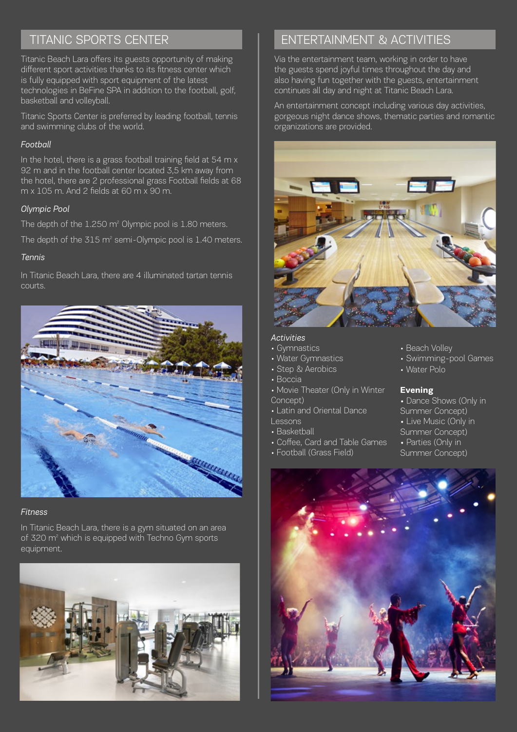## TITANIC SPORTS CENTER

Titanic Beach Lara offers its guests opportunity of making different sport activities thanks to its fitness center which is fully equipped with sport equipment of the latest technologies in BeFine SPA in addition to the football, golf, basketball and volleyball.

Titanic Sports Center is preferred by leading football, tennis and swimming clubs of the world.

*Football*

In the hotel, there is a grass football training field at 54 m x 92 m and in the football center located 3,5 km away from the hotel, there are 2 professional grass Football fields at 68 m x 105 m. And 2 fields at 60 m x 90 m.

*Olympic Pool*

The depth of the 1.250 m² Olympic pool is 1.80 meters.

The depth of the 315 m² semi-Olympic pool is 1.40 meters.

*Tennis*

In Titanic Beach Lara, there are 4 illuminated tartan tennis courts.

*Fitness*

In Titanic Beach Lara, there is a gym situated on an area of 320 m² which is equipped with Techno Gym sports equipment.

## ENTERTAINMENT & ACTIVITIES

Via the entertainment team, working in order to have the guests spend joyful times throughout the day and also having fun together with the guests, entertainment continues all day and night at Titanic Beach Lara.

An entertainment concept including various day activities, gorgeous night dance shows, thematic parties and romantic organizations are provided.

*Activities*

- Gymnastics
- Water Gymnastics
- Step & Aerobics
- Boccia
- Movie Theater (Only in Winter Concept)
- Latin and Oriental Dance Lessons
- Basketball
- Coffee, Card and Table Games
- Football (Grass Field)
- Beach Volley
- Swimming-pool Games
- Water Polo

**Evening**

- Dance Shows (Only in Summer Concept)
- Live Music (Only in Summer Concept)
- Parties (Only in Summer Concept)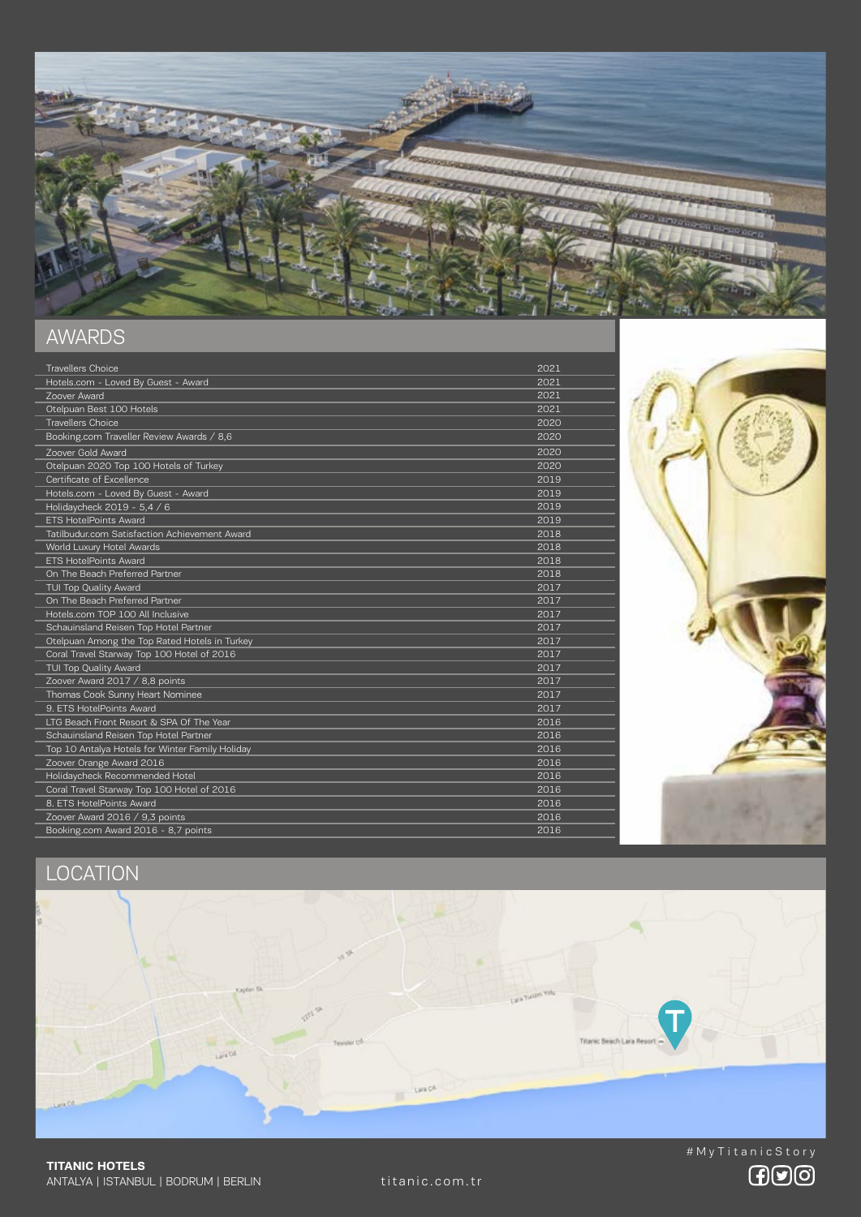## AWARDS

| | |
|---|---|
| Travellers Choice | 2021 |
| Hotels.com - Loved By Guest - Award | 2021 |
| Zoover Award | 2021 |
| Otelpuan Best 100 Hotels | 2021 |
| Travellers Choice | 2020 |
| Booking.com Traveller Review Awards / 8,6 | 2020 |
| Zoover Gold Award | 2020 |
| Otelpuan 2020 Top 100 Hotels of Turkey | 2020 |
| Certificate of Excellence | 2019 |
| Hotels.com - Loved By Guest - Award | 2019 |
| Holidaycheck 2019 - 5,4 / 6 | 2019 |
| ETS HotelPoints Award | 2019 |
| Tatilbudur.com Satisfaction Achievement Award | 2018 |
| World Luxury Hotel Awards | 2018 |
| ETS HotelPoints Award | 2018 |
| On The Beach Preferred Partner | 2018 |
| TUI Top Quality Award | 2017 |
| On The Beach Preferred Partner | 2017 |
| Hotels.com TOP 100 All Inclusive | 2017 |
| Schauinsland Reisen Top Hotel Partner | 2017 |
| Otelpuan Among the Top Rated Hotels in Turkey | 2017 |
| Coral Travel Starway Top 100 Hotel of 2016 | 2017 |
| TUI Top Quality Award | 2017 |
| Zoover Award 2017 / 8,8 points | 2017 |
| Thomas Cook Sunny Heart Nominee | 2017 |
| 9. ETS HotelPoints Award | 2017 |
| LTG Beach Front Resort & SPA Of The Year | 2016 |
| Schauinsland Reisen Top Hotel Partner | 2016 |
| Top 10 Antalya Hotels for Winter Family Holiday | 2016 |
| Zoover Orange Award 2016 | 2016 |
| Holidaycheck Recommended Hotel | 2016 |
| Coral Travel Starway Top 100 Hotel of 2016 | 2016 |
| 8. ETS HotelPoints Award | 2016 |
| Zoover Award 2016 / 9,3 points | 2016 |
| Booking.com Award 2016 - 8,7 points | 2016 |

## LOCATION

Titanic Beach Lara Resort

**TITANIC HOTELS**
ANTALYA | ISTANBUL | BODRUM | BERLIN

titanic.com.tr

#MyTitanicStory